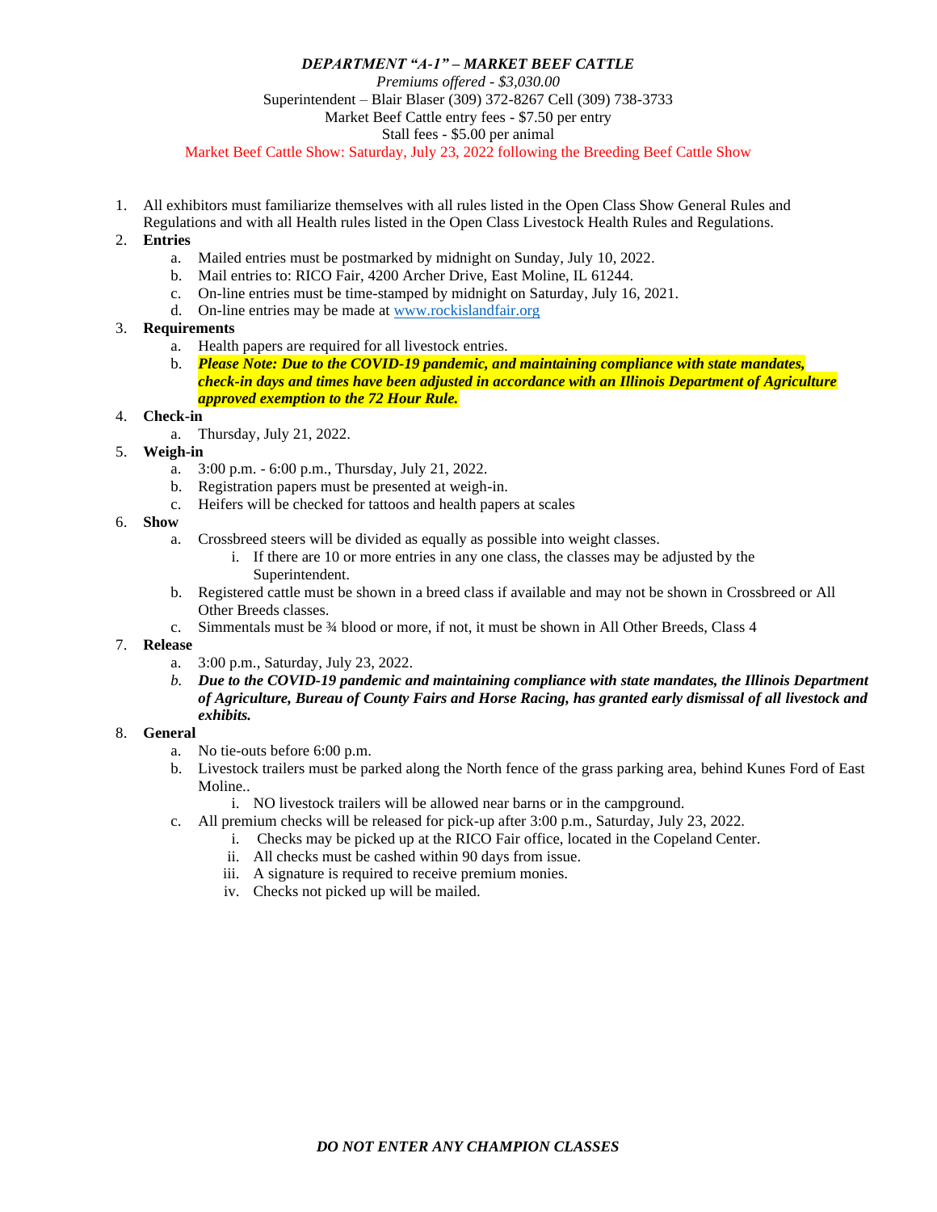# *DEPARTMENT "A-1" – MARKET BEEF CATTLE*

*Premiums offered - $3,030.00*

Superintendent – Blair Blaser (309) 372-8267 Cell (309) 738-3733

Market Beef Cattle entry fees - $7.50 per entry

Stall fees - $5.00 per animal

Market Beef Cattle Show: Saturday, July 23, 2022 following the Breeding Beef Cattle Show

1. All exhibitors must familiarize themselves with all rules listed in the Open Class Show General Rules and Regulations and with all Health rules listed in the Open Class Livestock Health Rules and Regulations.
2. **Entries**
   a. Mailed entries must be postmarked by midnight on Sunday, July 10, 2022.
   b. Mail entries to: RICO Fair, 4200 Archer Drive, East Moline, IL 61244.
   c. On-line entries must be time-stamped by midnight on Saturday, July 16, 2021.
   d. On-line entries may be made at www.rockislandfair.org
3. **Requirements**
   a. Health papers are required for all livestock entries.
   b. ***Please Note: Due to the COVID-19 pandemic, and maintaining compliance with state mandates, check-in days and times have been adjusted in accordance with an Illinois Department of Agriculture approved exemption to the 72 Hour Rule.***
4. **Check-in**
   a. Thursday, July 21, 2022.
5. **Weigh-in**
   a. 3:00 p.m. - 6:00 p.m., Thursday, July 21, 2022.
   b. Registration papers must be presented at weigh-in.
   c. Heifers will be checked for tattoos and health papers at scales
6. **Show**
   a. Crossbreed steers will be divided as equally as possible into weight classes.
      i. If there are 10 or more entries in any one class, the classes may be adjusted by the Superintendent.
   b. Registered cattle must be shown in a breed class if available and may not be shown in Crossbreed or All Other Breeds classes.
   c. Simmentals must be ¾ blood or more, if not, it must be shown in All Other Breeds, Class 4
7. **Release**
   a. 3:00 p.m., Saturday, July 23, 2022.
   b. ***Due to the COVID-19 pandemic and maintaining compliance with state mandates, the Illinois Department of Agriculture, Bureau of County Fairs and Horse Racing, has granted early dismissal of all livestock and exhibits.***
8. **General**
   a. No tie-outs before 6:00 p.m.
   b. Livestock trailers must be parked along the North fence of the grass parking area, behind Kunes Ford of East Moline..
      i. NO livestock trailers will be allowed near barns or in the campground.
   c. All premium checks will be released for pick-up after 3:00 p.m., Saturday, July 23, 2022.
      i. Checks may be picked up at the RICO Fair office, located in the Copeland Center.
      ii. All checks must be cashed within 90 days from issue.
      iii. A signature is required to receive premium monies.
      iv. Checks not picked up will be mailed.

***DO NOT ENTER ANY CHAMPION CLASSES***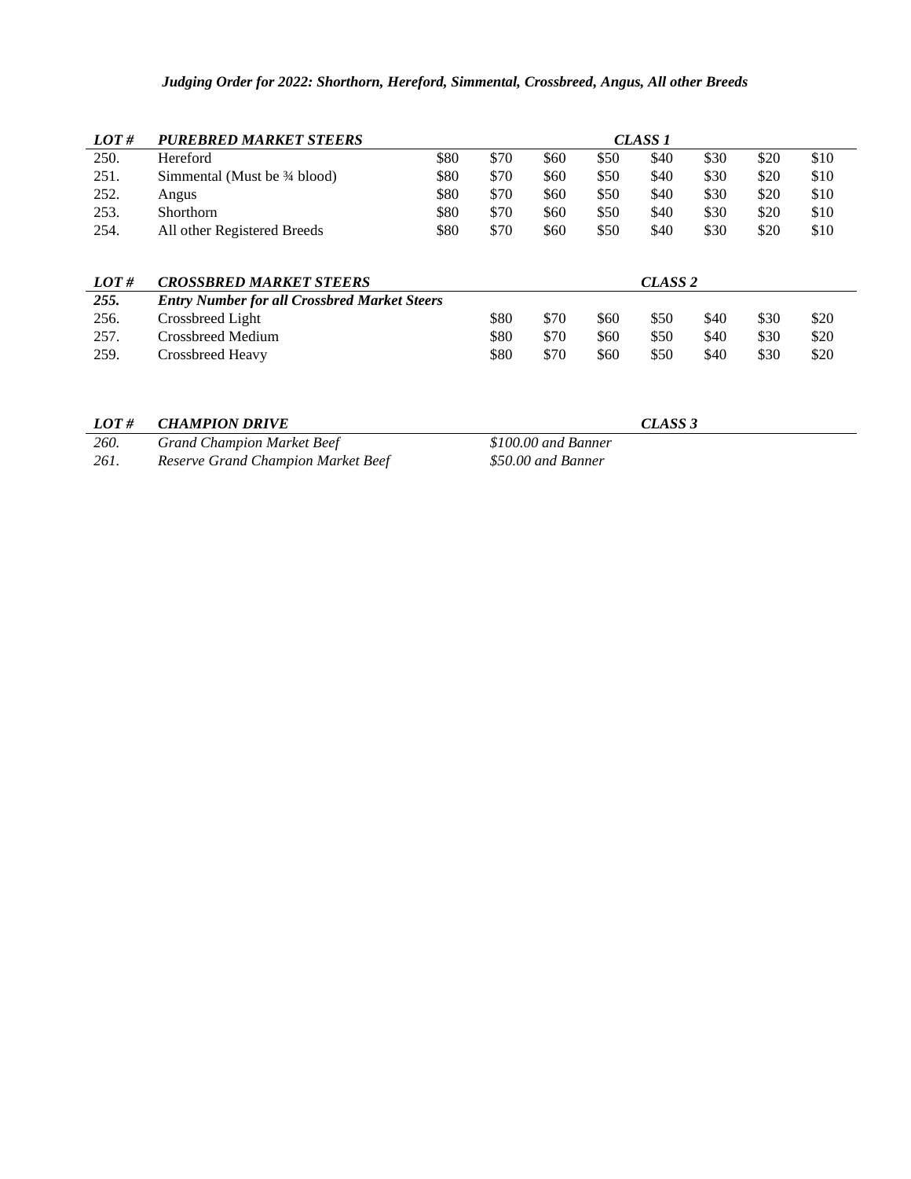*Judging Order for 2022: Shorthorn, Hereford, Simmental, Crossbreed, Angus, All other Breeds*

| ***LOT #*** | ***PUREBRED MARKET STEERS*** | | | | | ***CLASS 1*** | | | |
|---|---|---|---|---|---|---|---|---|---|
| 250. | Hereford | $80 | $70 | $60 | $50 | $40 | $30 | $20 | $10 |
| 251. | Simmental (Must be ¾ blood) | $80 | $70 | $60 | $50 | $40 | $30 | $20 | $10 |
| 252. | Angus | $80 | $70 | $60 | $50 | $40 | $30 | $20 | $10 |
| 253. | Shorthorn | $80 | $70 | $60 | $50 | $40 | $30 | $20 | $10 |
| 254. | All other Registered Breeds | $80 | $70 | $60 | $50 | $40 | $30 | $20 | $10 |

| ***LOT #*** | ***CROSSBRED MARKET STEERS*** | | | | ***CLASS 2*** | | | |
|---|---|---|---|---|---|---|---|---|
| ***255.*** | ***Entry Number for all Crossbred Market Steers*** | | | | | | | |
| 256. | Crossbreed Light | $80 | $70 | $60 | $50 | $40 | $30 | $20 |
| 257. | Crossbreed Medium | $80 | $70 | $60 | $50 | $40 | $30 | $20 |
| 259. | Crossbreed Heavy | $80 | $70 | $60 | $50 | $40 | $30 | $20 |

| ***LOT #*** | ***CHAMPION DRIVE*** | ***CLASS 3*** |
|---|---|---|
| *260.* | *Grand Champion Market Beef* | *$100.00 and Banner* |
| *261.* | *Reserve Grand Champion Market Beef* | *$50.00 and Banner* |